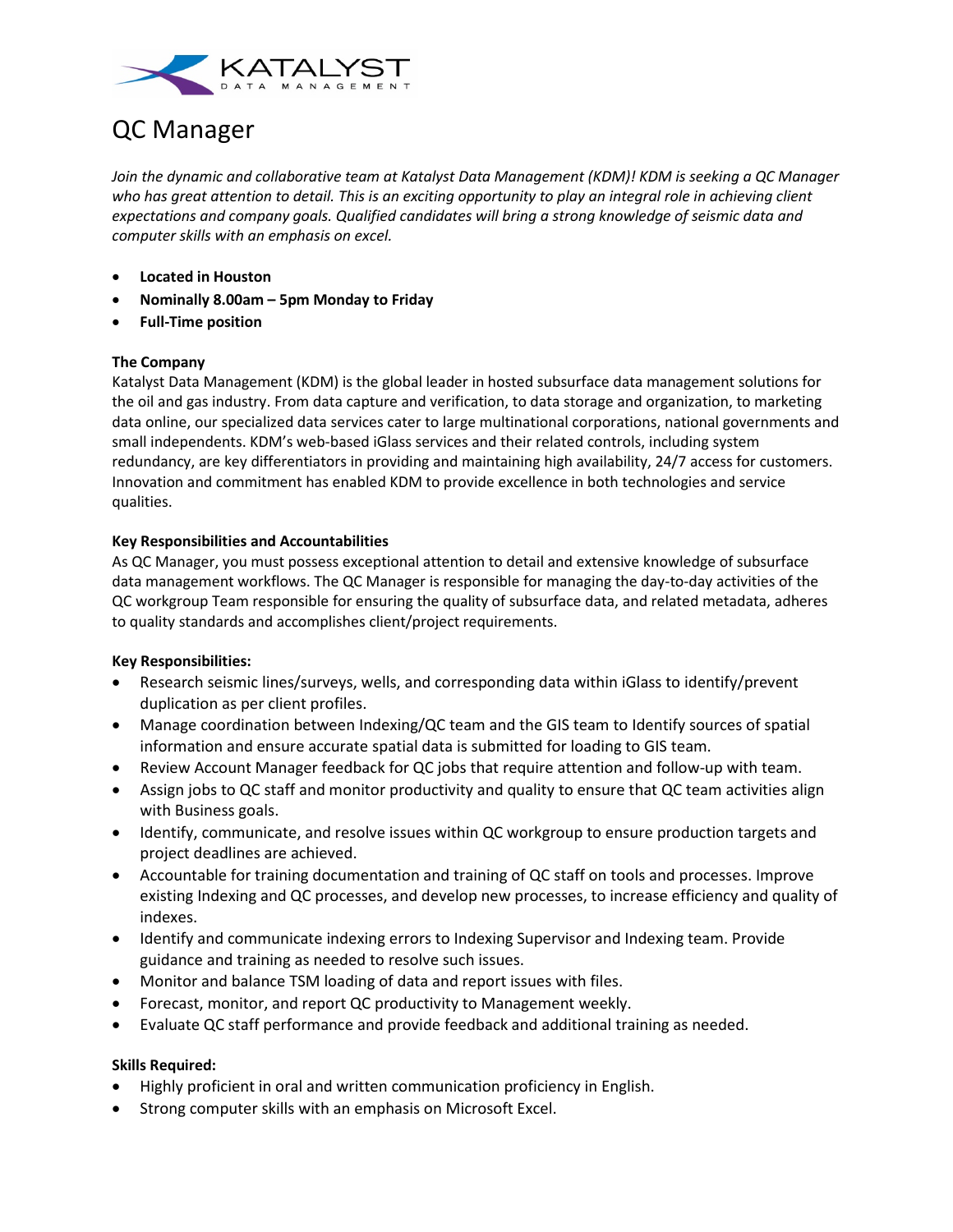# QC Manager

*Join the dynamic and collaborative team at Katalyst Data Management (KDM)! KDM is seeking a QC Manager who has great attention to detail. This is an exciting opportunity to play an integral role in achieving client expectations and company goals. Qualified candidates will bring a strong knowledge of seismic data and computer skills with an emphasis on excel.*

- **Located in Houston**
- **Nominally 8.00am – 5pm Monday to Friday**
- **Full-Time position**

**The Company**

Katalyst Data Management (KDM) is the global leader in hosted subsurface data management solutions for the oil and gas industry. From data capture and verification, to data storage and organization, to marketing data online, our specialized data services cater to large multinational corporations, national governments and small independents. KDM's web-based iGlass services and their related controls, including system redundancy, are key differentiators in providing and maintaining high availability, 24/7 access for customers. Innovation and commitment has enabled KDM to provide excellence in both technologies and service qualities.

**Key Responsibilities and Accountabilities**

As QC Manager, you must possess exceptional attention to detail and extensive knowledge of subsurface data management workflows. The QC Manager is responsible for managing the day-to-day activities of the QC workgroup Team responsible for ensuring the quality of subsurface data, and related metadata, adheres to quality standards and accomplishes client/project requirements.

**Key Responsibilities:**

- Research seismic lines/surveys, wells, and corresponding data within iGlass to identify/prevent duplication as per client profiles.
- Manage coordination between Indexing/QC team and the GIS team to Identify sources of spatial information and ensure accurate spatial data is submitted for loading to GIS team.
- Review Account Manager feedback for QC jobs that require attention and follow-up with team.
- Assign jobs to QC staff and monitor productivity and quality to ensure that QC team activities align with Business goals.
- Identify, communicate, and resolve issues within QC workgroup to ensure production targets and project deadlines are achieved.
- Accountable for training documentation and training of QC staff on tools and processes. Improve existing Indexing and QC processes, and develop new processes, to increase efficiency and quality of indexes.
- Identify and communicate indexing errors to Indexing Supervisor and Indexing team. Provide guidance and training as needed to resolve such issues.
- Monitor and balance TSM loading of data and report issues with files.
- Forecast, monitor, and report QC productivity to Management weekly.
- Evaluate QC staff performance and provide feedback and additional training as needed.

**Skills Required:**

- Highly proficient in oral and written communication proficiency in English.
- Strong computer skills with an emphasis on Microsoft Excel.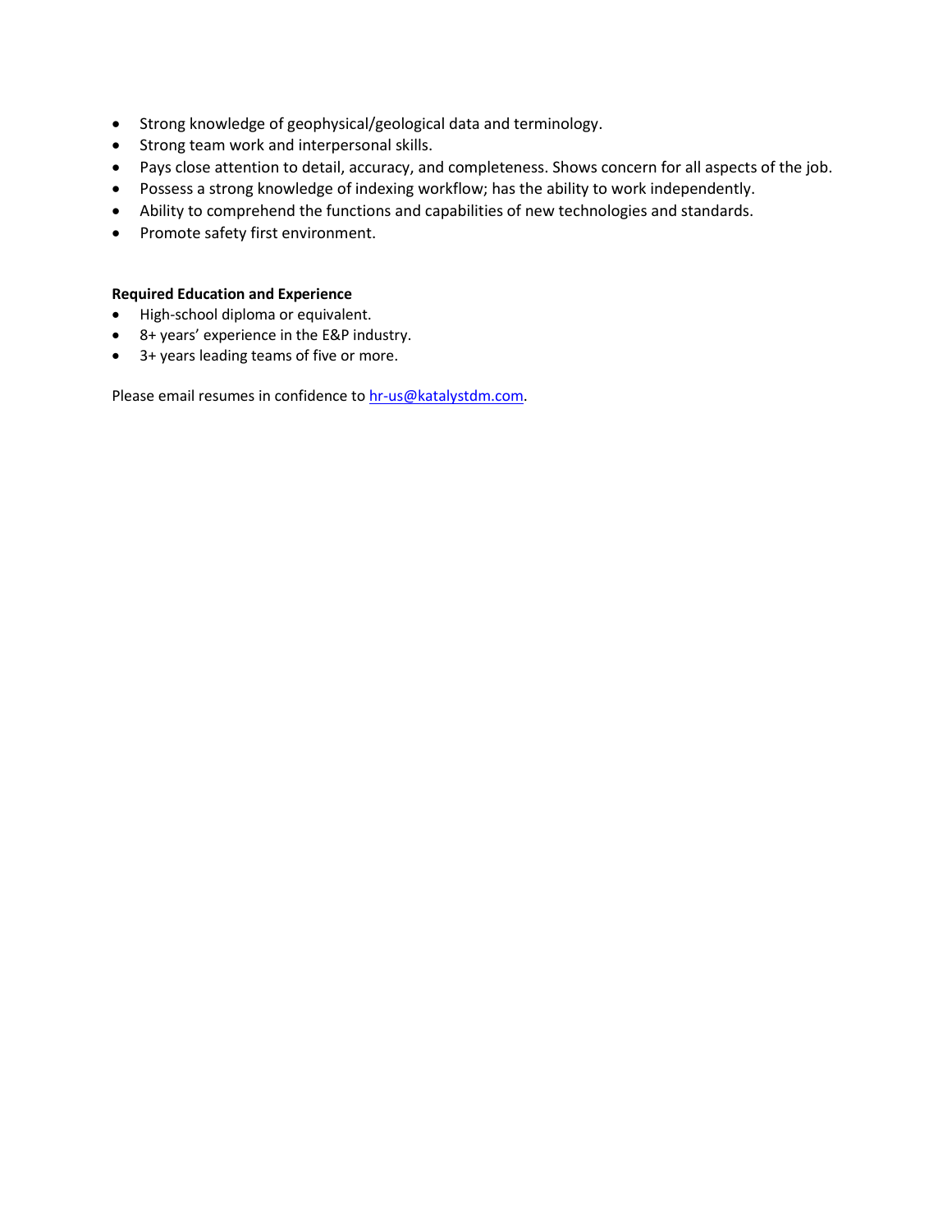- Strong knowledge of geophysical/geological data and terminology.
- Strong team work and interpersonal skills.
- Pays close attention to detail, accuracy, and completeness. Shows concern for all aspects of the job.
- Possess a strong knowledge of indexing workflow; has the ability to work independently.
- Ability to comprehend the functions and capabilities of new technologies and standards.
- Promote safety first environment.

**Required Education and Experience**

- High-school diploma or equivalent.
- 8+ years' experience in the E&P industry.
- 3+ years leading teams of five or more.

Please email resumes in confidence to hr-us@katalystdm.com.